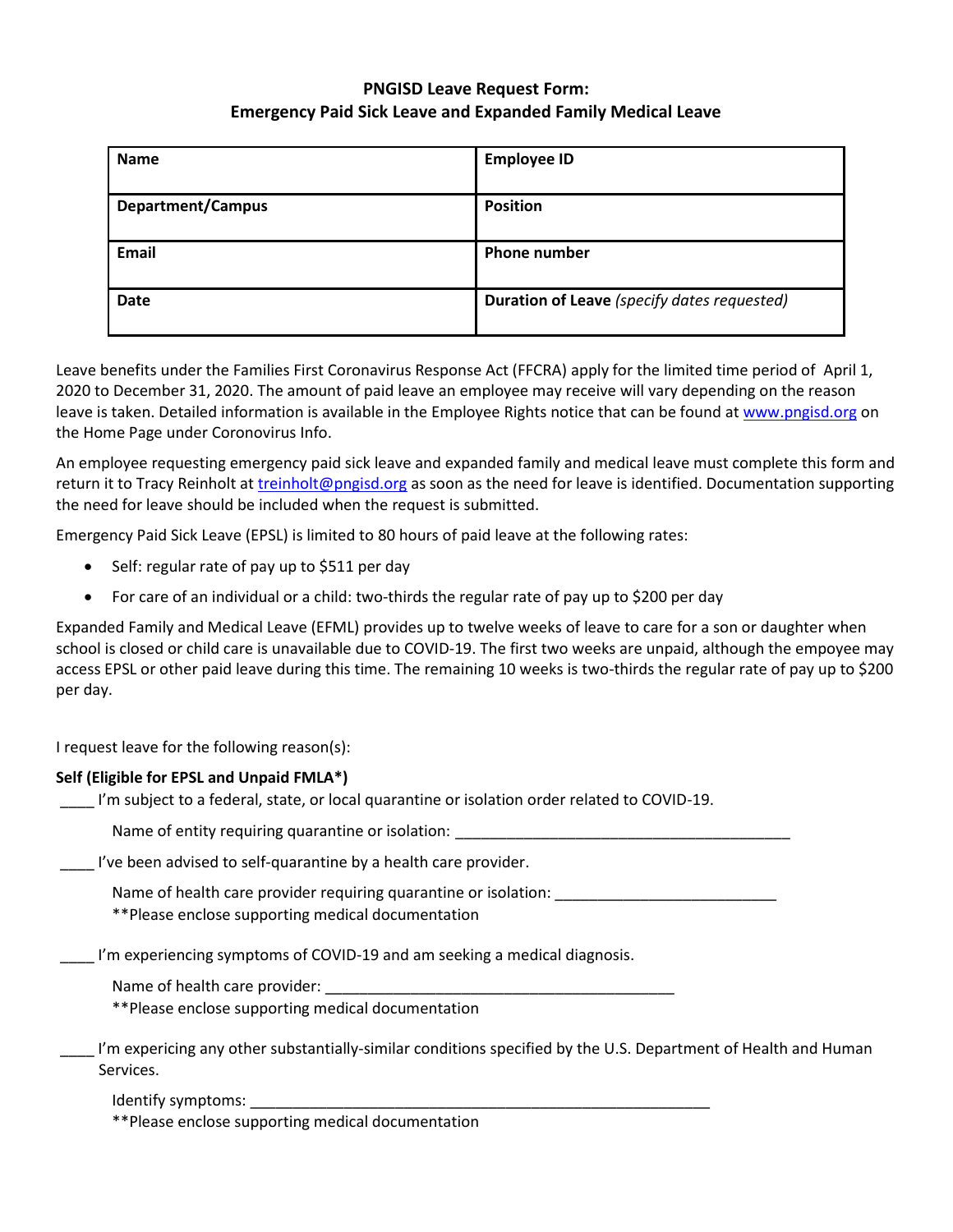# PNGISD Leave Request Form: Emergency Paid Sick Leave and Expanded Family Medical Leave

| **Name** | **Employee ID** |
|---|---|
| **Department/Campus** | **Position** |
| **Email** | **Phone number** |
| **Date** | **Duration of Leave** *(specify dates requested)* |

Leave benefits under the Families First Coronavirus Response Act (FFCRA) apply for the limited time period of April 1, 2020 to December 31, 2020. The amount of paid leave an employee may receive will vary depending on the reason leave is taken. Detailed information is available in the Employee Rights notice that can be found at www.pngisd.org on the Home Page under Coronovirus Info.

An employee requesting emergency paid sick leave and expanded family and medical leave must complete this form and return it to Tracy Reinholt at treinholt@pngisd.org as soon as the need for leave is identified. Documentation supporting the need for leave should be included when the request is submitted.

Emergency Paid Sick Leave (EPSL) is limited to 80 hours of paid leave at the following rates:

- Self: regular rate of pay up to $511 per day
- For care of an individual or a child: two-thirds the regular rate of pay up to $200 per day

Expanded Family and Medical Leave (EFML) provides up to twelve weeks of leave to care for a son or daughter when school is closed or child care is unavailable due to COVID-19. The first two weeks are unpaid, although the empoyee may access EPSL or other paid leave during this time. The remaining 10 weeks is two-thirds the regular rate of pay up to $200 per day.

I request leave for the following reason(s):

**Self (Eligible for EPSL and Unpaid FMLA*)**

____ I'm subject to a federal, state, or local quarantine or isolation order related to COVID-19.

Name of entity requiring quarantine or isolation: ________________________________________

____ I've been advised to self-quarantine by a health care provider.

Name of health care provider requiring quarantine or isolation: __________________________
**Please enclose supporting medical documentation

____ I'm experiencing symptoms of COVID-19 and am seeking a medical diagnosis.

Name of health care provider: __________________________________________
**Please enclose supporting medical documentation

____ I'm expericing any other substantially-similar conditions specified by the U.S. Department of Health and Human Services.

Identify symptoms: _______________________________________________________
**Please enclose supporting medical documentation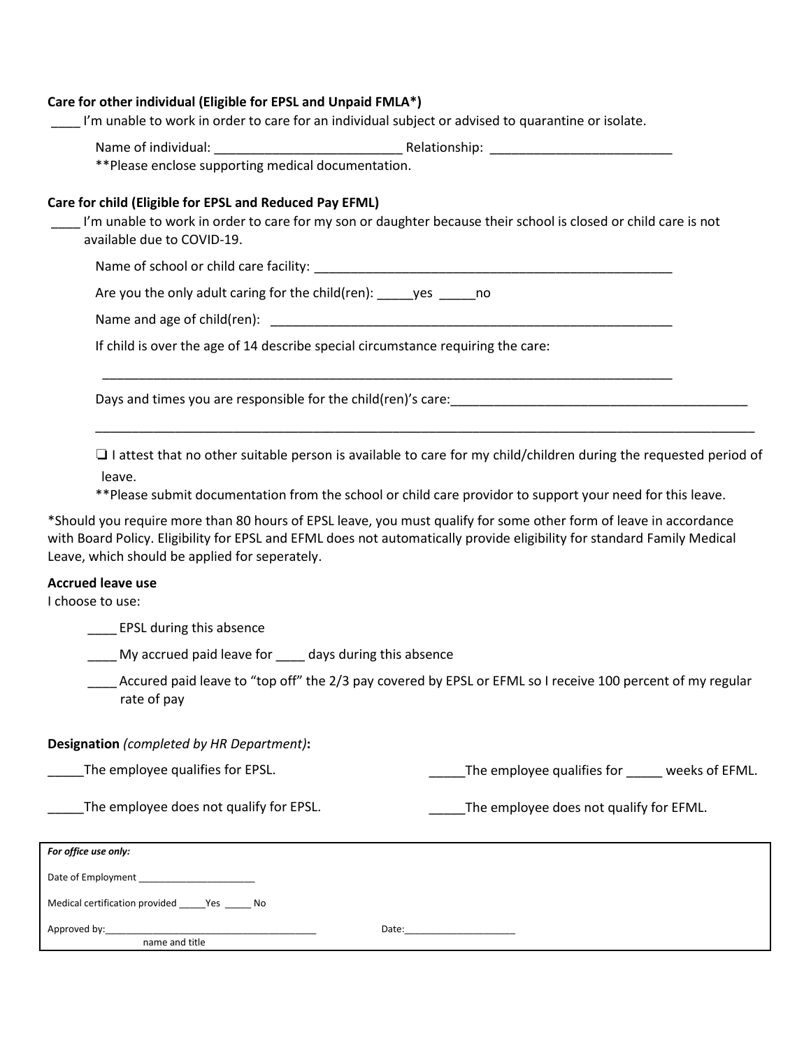**Care for other individual (Eligible for EPSL and Unpaid FMLA*)**

____ I'm unable to work in order to care for an individual subject or advised to quarantine or isolate.

Name of individual: _________________________ Relationship: _________________________

**Please enclose supporting medical documentation.

**Care for child (Eligible for EPSL and Reduced Pay EFML)**

____ I'm unable to work in order to care for my son or daughter because their school is closed or child care is not available due to COVID-19.

Name of school or child care facility: ____________________________________________________

Are you the only adult caring for the child(ren): _____yes _____no

Name and age of child(ren): __________________________________________________________

If child is over the age of 14 describe special circumstance requiring the care:

_________________________________________________________________________________

Days and times you are responsible for the child(ren)'s care:__________________________________________

_____________________________________________________________________________________________

❑ I attest that no other suitable person is available to care for my child/children during the requested period of leave.

**Please submit documentation from the school or child care providor to support your need for this leave.

*Should you require more than 80 hours of EPSL leave, you must qualify for some other form of leave in accordance with Board Policy. Eligibility for EPSL and EFML does not automatically provide eligibility for standard Family Medical Leave, which should be applied for seperately.

**Accrued leave use**

I choose to use:

____ EPSL during this absence

____ My accrued paid leave for ____ days during this absence

____ Accured paid leave to "top off" the 2/3 pay covered by EPSL or EFML so I receive 100 percent of my regular rate of pay

**Designation** *(completed by HR Department)***:**

_____The employee qualifies for EPSL.

_____The employee does not qualify for EPSL.

_____The employee qualifies for _____ weeks of EFML.

_____The employee does not qualify for EFML.

*For office use only:*

Date of Employment ______________________

Medical certification provided _____Yes _____ No

Approved by:_______________________________________ Date:____________________

name and title